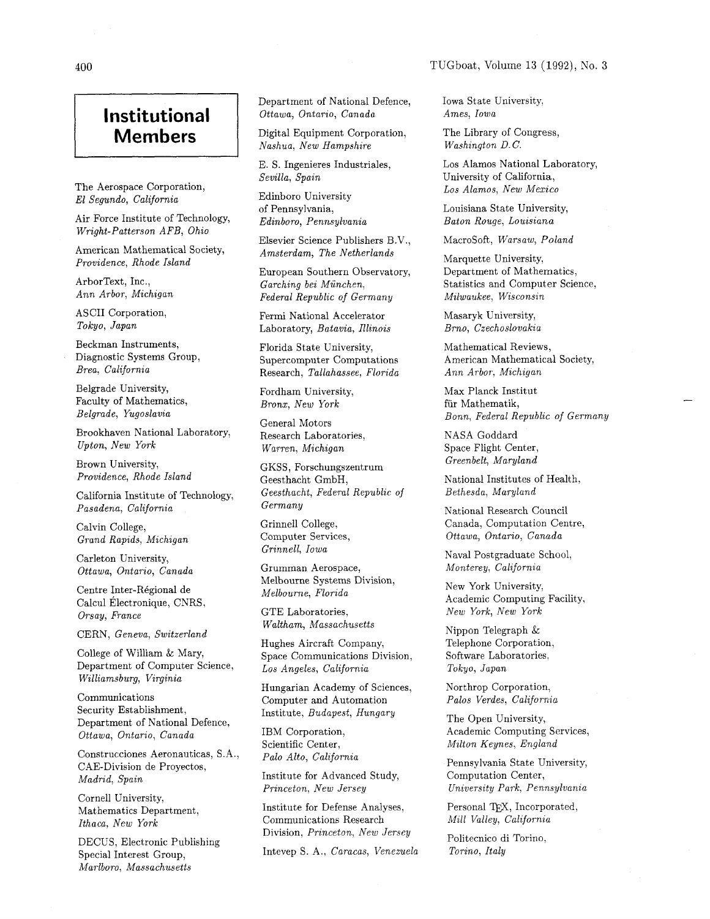# Institutional Members

The Aerospace Corporation,
*El Segundo, California*

Air Force Institute of Technology,
*Wright-Patterson AFB, Ohio*

American Mathematical Society,
*Providence, Rhode Island*

ArborText, Inc.,
*Ann Arbor, Michigan*

ASCII Corporation,
*Tokyo, Japan*

Beckman Instruments,
Diagnostic Systems Group,
*Brea, California*

Belgrade University,
Faculty of Mathematics,
*Belgrade, Yugoslavia*

Brookhaven National Laboratory,
*Upton, New York*

Brown University,
*Providence, Rhode Island*

California Institute of Technology,
*Pasadena, California*

Calvin College,
*Grand Rapids, Michigan*

Carleton University,
*Ottawa, Ontario, Canada*

Centre Inter-Régional de
Calcul Électronique, CNRS,
*Orsay, France*

CERN, *Geneva, Switzerland*

College of William & Mary,
Department of Computer Science,
*Williamsburg, Virginia*

Communications
Security Establishment,
Department of National Defence,
*Ottawa, Ontario, Canada*

Construcciones Aeronauticas, S.A.,
CAE-Division de Proyectos,
*Madrid, Spain*

Cornell University,
Mathematics Department,
*Ithaca, New York*

DECUS, Electronic Publishing
Special Interest Group,
*Marlboro, Massachusetts*

Department of National Defence,
*Ottawa, Ontario, Canada*

Digital Equipment Corporation,
*Nashua, New Hampshire*

E. S. Ingenieres Industriales,
*Sevilla, Spain*

Edinboro University
of Pennsylvania,
*Edinboro, Pennsylvania*

Elsevier Science Publishers B.V.,
*Amsterdam, The Netherlands*

European Southern Observatory,
*Garching bei München,*
*Federal Republic of Germany*

Fermi National Accelerator
Laboratory, *Batavia, Illinois*

Florida State University,
Supercomputer Computations
Research, *Tallahassee, Florida*

Fordham University,
*Bronx, New York*

General Motors
Research Laboratories,
*Warren, Michigan*

GKSS, Forschungszentrum
Geesthacht GmbH,
*Geesthacht, Federal Republic of Germany*

Grinnell College,
Computer Services,
*Grinnell, Iowa*

Grumman Aerospace,
Melbourne Systems Division,
*Melbourne, Florida*

GTE Laboratories,
*Waltham, Massachusetts*

Hughes Aircraft Company,
Space Communications Division,
*Los Angeles, California*

Hungarian Academy of Sciences,
Computer and Automation
Institute, *Budapest, Hungary*

IBM Corporation,
Scientific Center,
*Palo Alto, California*

Institute for Advanced Study,
*Princeton, New Jersey*

Institute for Defense Analyses,
Communications Research
Division, *Princeton, New Jersey*

Intevep S. A., *Caracas, Venezuela*

Iowa State University,
*Ames, Iowa*

The Library of Congress,
*Washington D.C.*

Los Alamos National Laboratory,
University of California,
*Los Alamos, New Mexico*

Louisiana State University,
*Baton Rouge, Louisiana*

MacroSoft, *Warsaw, Poland*

Marquette University,
Department of Mathematics,
Statistics and Computer Science,
*Milwaukee, Wisconsin*

Masaryk University,
*Brno, Czechoslovakia*

Mathematical Reviews,
American Mathematical Society,
*Ann Arbor, Michigan*

Max Planck Institut
für Mathematik,
*Bonn, Federal Republic of Germany*

NASA Goddard
Space Flight Center,
*Greenbelt, Maryland*

National Institutes of Health,
*Bethesda, Maryland*

National Research Council
Canada, Computation Centre,
*Ottawa, Ontario, Canada*

Naval Postgraduate School,
*Monterey, California*

New York University,
Academic Computing Facility,
*New York, New York*

Nippon Telegraph &
Telephone Corporation,
Software Laboratories,
*Tokyo, Japan*

Northrop Corporation,
*Palos Verdes, California*

The Open University,
Academic Computing Services,
*Milton Keynes, England*

Pennsylvania State University,
Computation Center,
*University Park, Pennsylvania*

Personal TeX, Incorporated,
*Mill Valley, California*

Politecnico di Torino,
*Torino, Italy*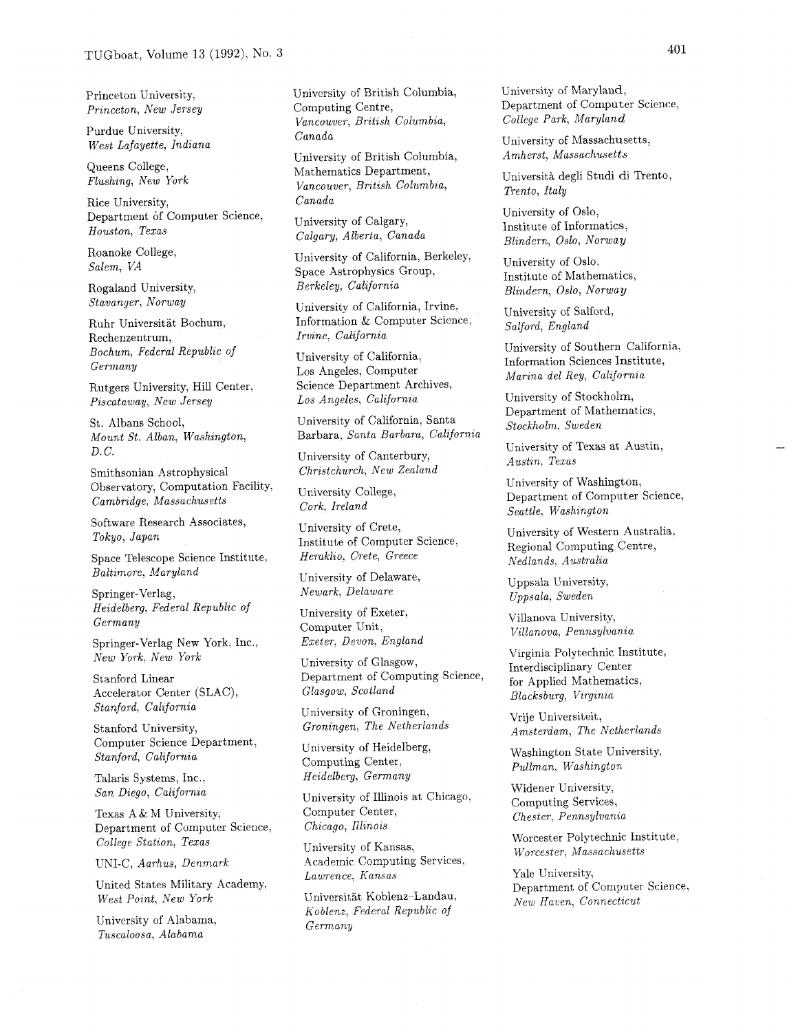Princeton University,
*Princeton, New Jersey*

Purdue University,
*West Lafayette, Indiana*

Queens College,
*Flushing, New York*

Rice University,
Department of Computer Science,
*Houston, Texas*

Roanoke College,
*Salem, VA*

Rogaland University,
*Stavanger, Norway*

Ruhr Universität Bochum,
Rechenzentrum,
*Bochum, Federal Republic of Germany*

Rutgers University, Hill Center,
*Piscataway, New Jersey*

St. Albans School,
*Mount St. Alban, Washington, D.C.*

Smithsonian Astrophysical Observatory, Computation Facility,
*Cambridge, Massachusetts*

Software Research Associates,
*Tokyo, Japan*

Space Telescope Science Institute,
*Baltimore, Maryland*

Springer-Verlag,
*Heidelberg, Federal Republic of Germany*

Springer-Verlag New York, Inc.,
*New York, New York*

Stanford Linear Accelerator Center (SLAC),
*Stanford, California*

Stanford University,
Computer Science Department,
*Stanford, California*

Talaris Systems, Inc.,
*San Diego, California*

Texas A & M University,
Department of Computer Science,
*College Station, Texas*

UNI-C, *Aarhus, Denmark*

United States Military Academy,
*West Point, New York*

University of Alabama,
*Tuscaloosa, Alabama*

University of British Columbia,
Computing Centre,
*Vancouver, British Columbia, Canada*

University of British Columbia,
Mathematics Department,
*Vancouver, British Columbia, Canada*

University of Calgary,
*Calgary, Alberta, Canada*

University of California, Berkeley,
Space Astrophysics Group,
*Berkeley, California*

University of California, Irvine,
Information & Computer Science,
*Irvine, California*

University of California,
Los Angeles, Computer Science Department Archives,
*Los Angeles, California*

University of California, Santa Barbara, *Santa Barbara, California*

University of Canterbury,
*Christchurch, New Zealand*

University College,
*Cork, Ireland*

University of Crete,
Institute of Computer Science,
*Heraklio, Crete, Greece*

University of Delaware,
*Newark, Delaware*

University of Exeter,
Computer Unit,
*Exeter, Devon, England*

University of Glasgow,
Department of Computing Science,
*Glasgow, Scotland*

University of Groningen,
*Groningen, The Netherlands*

University of Heidelberg,
Computing Center,
*Heidelberg, Germany*

University of Illinois at Chicago,
Computer Center,
*Chicago, Illinois*

University of Kansas,
Academic Computing Services,
*Lawrence, Kansas*

Universität Koblenz–Landau,
*Koblenz, Federal Republic of Germany*

University of Maryland,
Department of Computer Science,
*College Park, Maryland*

University of Massachusetts,
*Amherst, Massachusetts*

Università degli Studi di Trento,
*Trento, Italy*

University of Oslo,
Institute of Informatics,
*Blindern, Oslo, Norway*

University of Oslo,
Institute of Mathematics,
*Blindern, Oslo, Norway*

University of Salford,
*Salford, England*

University of Southern California,
Information Sciences Institute,
*Marina del Rey, California*

University of Stockholm,
Department of Mathematics,
*Stockholm, Sweden*

University of Texas at Austin,
*Austin, Texas*

University of Washington,
Department of Computer Science,
*Seattle, Washington*

University of Western Australia,
Regional Computing Centre,
*Nedlands, Australia*

Uppsala University,
*Uppsala, Sweden*

Villanova University,
*Villanova, Pennsylvania*

Virginia Polytechnic Institute,
Interdisciplinary Center for Applied Mathematics,
*Blacksburg, Virginia*

Vrije Universiteit,
*Amsterdam, The Netherlands*

Washington State University,
*Pullman, Washington*

Widener University,
Computing Services,
*Chester, Pennsylvania*

Worcester Polytechnic Institute,
*Worcester, Massachusetts*

Yale University,
Department of Computer Science,
*New Haven, Connecticut*